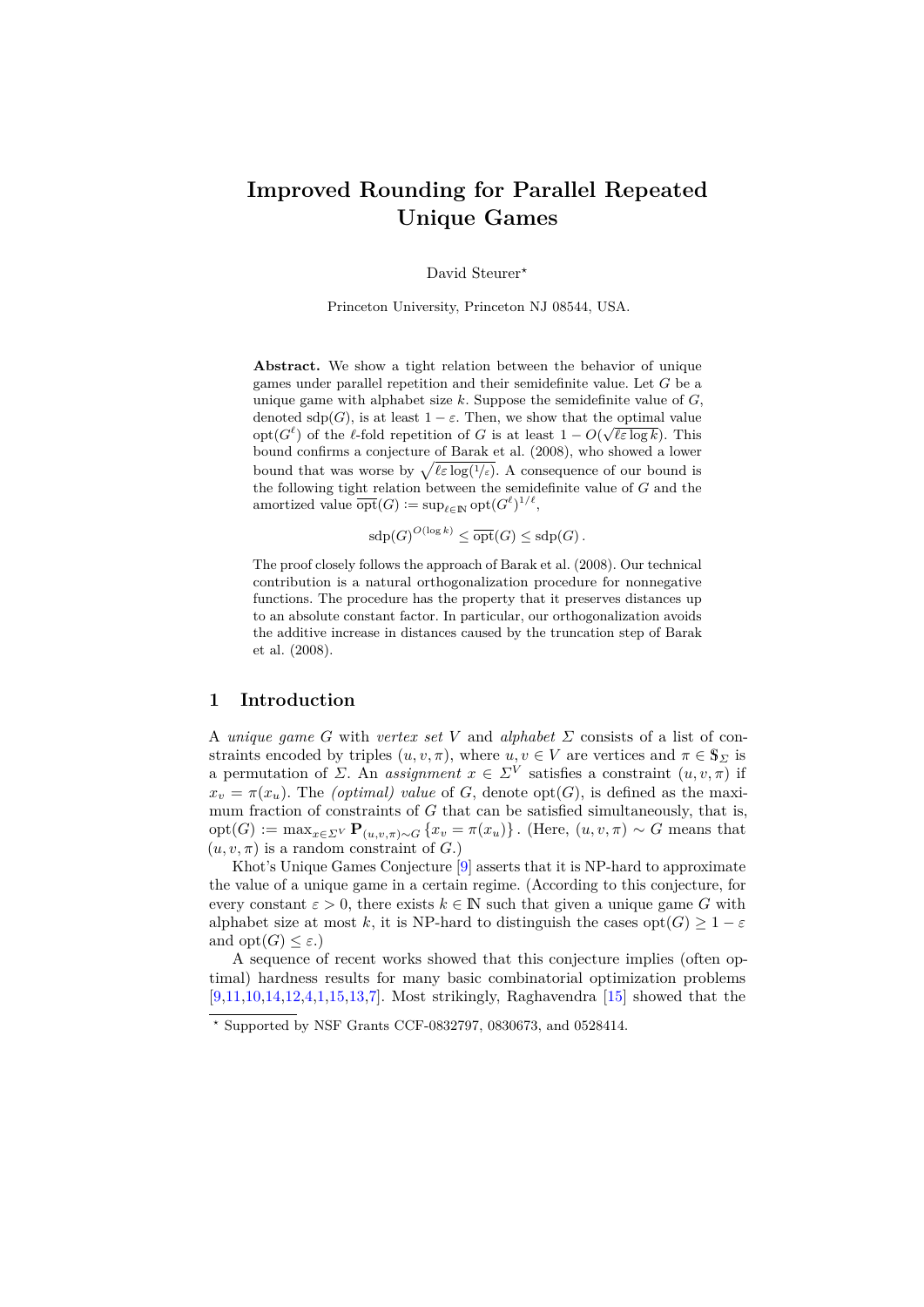# Improved Rounding for Parallel Repeated Unique Games

David Steurer*

Princeton University, Princeton NJ 08544, USA.

**Abstract.** We show a tight relation between the behavior of unique games under parallel repetition and their semidefinite value. Let $G$ be a unique game with alphabet size $k$. Suppose the semidefinite value of $G$, denoted $\mathrm{sdp}(G)$, is at least $1-\varepsilon$. Then, we show that the optimal value $\mathrm{opt}(G^\ell)$ of the $\ell$-fold repetition of $G$ is at least $1 - O(\sqrt{\ell\varepsilon \log k})$. This bound confirms a conjecture of Barak et al. (2008), who showed a lower bound that was worse by $\sqrt{\ell\varepsilon \log(1/\varepsilon)}$. A consequence of our bound is the following tight relation between the semidefinite value of $G$ and the amortized value $\overline{\mathrm{opt}}(G) := \sup_{\ell \in \mathbb{N}} \mathrm{opt}(G^\ell)^{1/\ell}$,

$$\mathrm{sdp}(G)^{O(\log k)} \leq \overline{\mathrm{opt}}(G) \leq \mathrm{sdp}(G)\,.$$

The proof closely follows the approach of Barak et al. (2008). Our technical contribution is a natural orthogonalization procedure for nonnegative functions. The procedure has the property that it preserves distances up to an absolute constant factor. In particular, our orthogonalization avoids the additive increase in distances caused by the truncation step of Barak et al. (2008).

## 1 Introduction

A *unique game* $G$ with *vertex set* $V$ and *alphabet* $\Sigma$ consists of a list of constraints encoded by triples $(u, v, \pi)$, where $u, v \in V$ are vertices and $\pi \in \mathbb{S}_\Sigma$ is a permutation of $\Sigma$. An *assignment* $x \in \Sigma^V$ satisfies a constraint $(u, v, \pi)$ if $x_v = \pi(x_u)$. The *(optimal) value* of $G$, denote $\mathrm{opt}(G)$, is defined as the maximum fraction of constraints of $G$ that can be satisfied simultaneously, that is, $\mathrm{opt}(G) := \max_{x \in \Sigma^V} \mathbf{P}_{(u,v,\pi)\sim G} \{x_v = \pi(x_u)\}$. (Here, $(u, v, \pi) \sim G$ means that $(u, v, \pi)$ is a random constraint of $G$.)

Khot's Unique Games Conjecture [9] asserts that it is NP-hard to approximate the value of a unique game in a certain regime. (According to this conjecture, for every constant $\varepsilon > 0$, there exists $k \in \mathbb{N}$ such that given a unique game $G$ with alphabet size at most $k$, it is NP-hard to distinguish the cases $\mathrm{opt}(G) \geq 1 - \varepsilon$ and $\mathrm{opt}(G) \leq \varepsilon$.)

A sequence of recent works showed that this conjecture implies (often optimal) hardness results for many basic combinatorial optimization problems [9,11,10,14,12,4,1,15,13,7]. Most strikingly, Raghavendra [15] showed that the

* Supported by NSF Grants CCF-0832797, 0830673, and 0528414.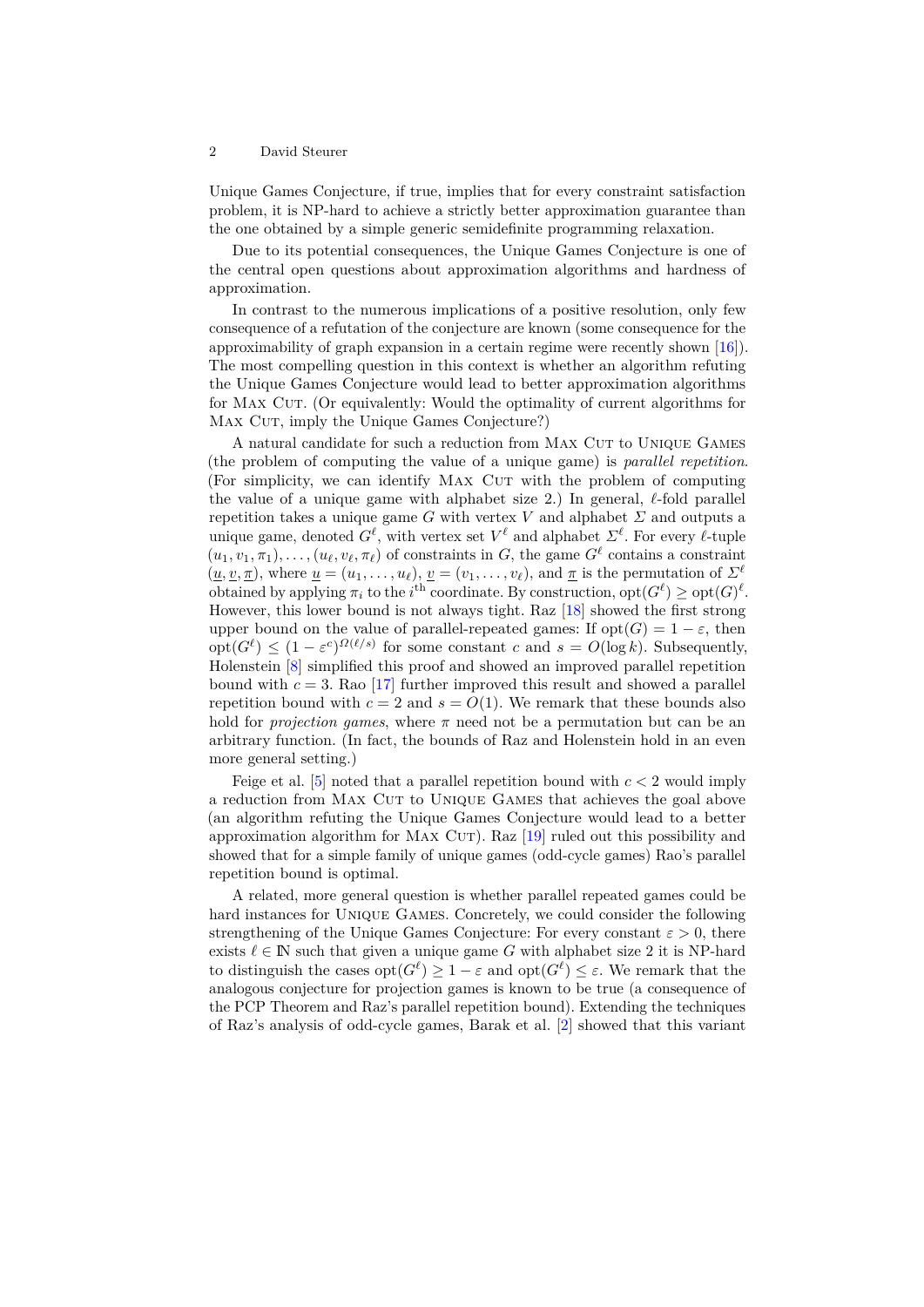Unique Games Conjecture, if true, implies that for every constraint satisfaction problem, it is NP-hard to achieve a strictly better approximation guarantee than the one obtained by a simple generic semidefinite programming relaxation.

Due to its potential consequences, the Unique Games Conjecture is one of the central open questions about approximation algorithms and hardness of approximation.

In contrast to the numerous implications of a positive resolution, only few consequence of a refutation of the conjecture are known (some consequence for the approximability of graph expansion in a certain regime were recently shown [16]). The most compelling question in this context is whether an algorithm refuting the Unique Games Conjecture would lead to better approximation algorithms for Max Cut. (Or equivalently: Would the optimality of current algorithms for Max Cut, imply the Unique Games Conjecture?)

A natural candidate for such a reduction from Max Cut to Unique Games (the problem of computing the value of a unique game) is *parallel repetition*. (For simplicity, we can identify Max Cut with the problem of computing the value of a unique game with alphabet size 2.) In general, $\ell$-fold parallel repetition takes a unique game $G$ with vertex $V$ and alphabet $\Sigma$ and outputs a unique game, denoted $G^\ell$, with vertex set $V^\ell$ and alphabet $\Sigma^\ell$. For every $\ell$-tuple $(u_1, v_1, \pi_1), \ldots, (u_\ell, v_\ell, \pi_\ell)$ of constraints in $G$, the game $G^\ell$ contains a constraint $(\underline{u}, \underline{v}, \underline{\pi})$, where $\underline{u} = (u_1, \ldots, u_\ell)$, $\underline{v} = (v_1, \ldots, v_\ell)$, and $\underline{\pi}$ is the permutation of $\Sigma^\ell$ obtained by applying $\pi_i$ to the $i^{\text{th}}$ coordinate. By construction, $\text{opt}(G^\ell) \geq \text{opt}(G)^\ell$. However, this lower bound is not always tight. Raz [18] showed the first strong upper bound on the value of parallel-repeated games: If $\text{opt}(G) = 1 - \varepsilon$, then $\text{opt}(G^\ell) \leq (1 - \varepsilon^c)^{\Omega(\ell/s)}$ for some constant $c$ and $s = O(\log k)$. Subsequently, Holenstein [8] simplified this proof and showed an improved parallel repetition bound with $c = 3$. Rao [17] further improved this result and showed a parallel repetition bound with $c = 2$ and $s = O(1)$. We remark that these bounds also hold for *projection games*, where $\pi$ need not be a permutation but can be an arbitrary function. (In fact, the bounds of Raz and Holenstein hold in an even more general setting.)

Feige et al. [5] noted that a parallel repetition bound with $c < 2$ would imply a reduction from Max Cut to Unique Games that achieves the goal above (an algorithm refuting the Unique Games Conjecture would lead to a better approximation algorithm for Max Cut). Raz [19] ruled out this possibility and showed that for a simple family of unique games (odd-cycle games) Rao's parallel repetition bound is optimal.

A related, more general question is whether parallel repeated games could be hard instances for Unique Games. Concretely, we could consider the following strengthening of the Unique Games Conjecture: For every constant $\varepsilon > 0$, there exists $\ell \in \mathbb{N}$ such that given a unique game $G$ with alphabet size 2 it is NP-hard to distinguish the cases $\text{opt}(G^\ell) \geq 1 - \varepsilon$ and $\text{opt}(G^\ell) \leq \varepsilon$. We remark that the analogous conjecture for projection games is known to be true (a consequence of the PCP Theorem and Raz's parallel repetition bound). Extending the techniques of Raz's analysis of odd-cycle games, Barak et al. [2] showed that this variant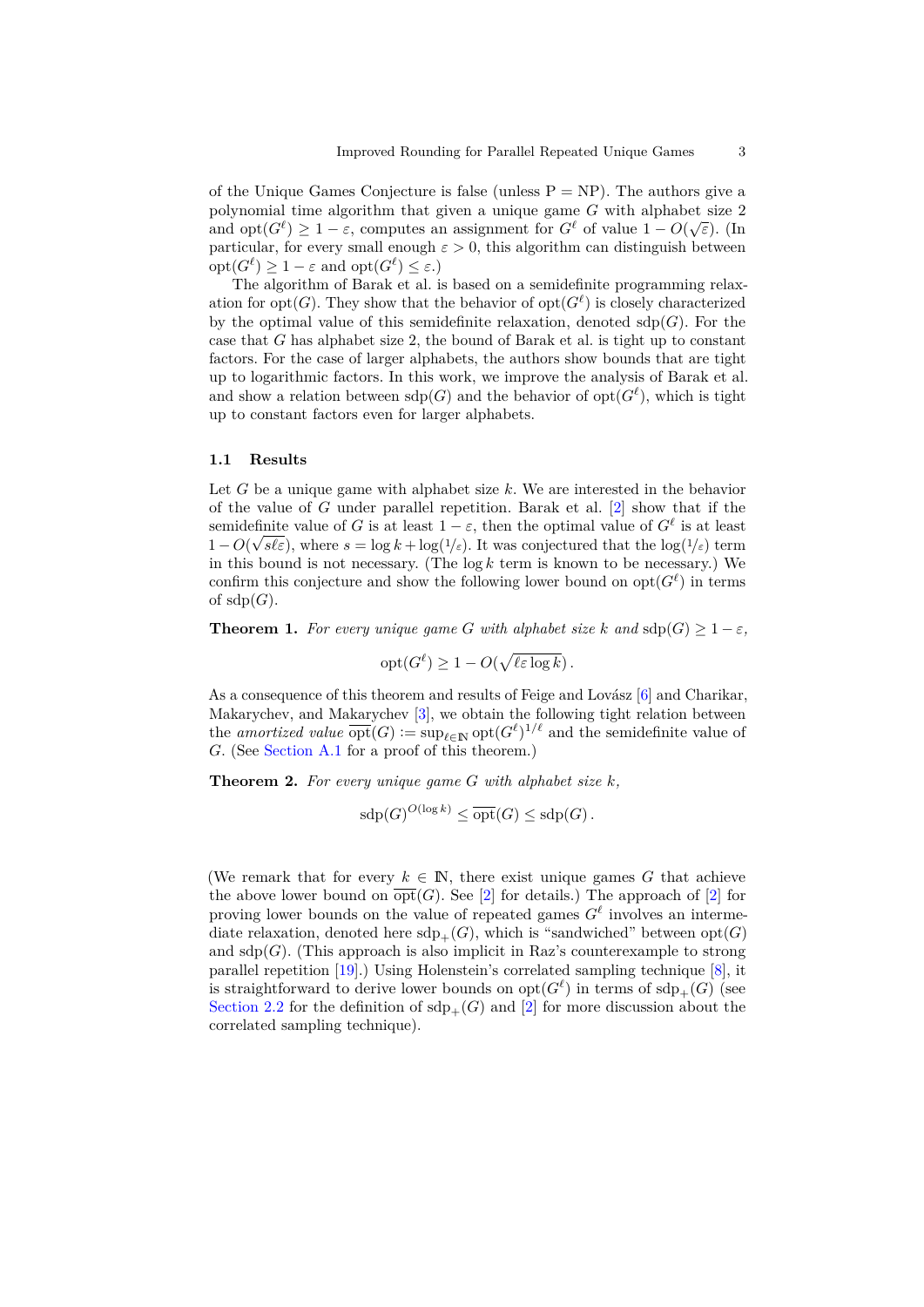of the Unique Games Conjecture is false (unless P = NP). The authors give a polynomial time algorithm that given a unique game $G$ with alphabet size 2 and $\mathrm{opt}(G^\ell) \geq 1 - \varepsilon$, computes an assignment for $G^\ell$ of value $1 - O(\sqrt{\varepsilon})$. (In particular, for every small enough $\varepsilon > 0$, this algorithm can distinguish between $\mathrm{opt}(G^\ell) \geq 1 - \varepsilon$ and $\mathrm{opt}(G^\ell) \leq \varepsilon$.)

The algorithm of Barak et al. is based on a semidefinite programming relaxation for $\mathrm{opt}(G)$. They show that the behavior of $\mathrm{opt}(G^\ell)$ is closely characterized by the optimal value of this semidefinite relaxation, denoted $\mathrm{sdp}(G)$. For the case that $G$ has alphabet size 2, the bound of Barak et al. is tight up to constant factors. For the case of larger alphabets, the authors show bounds that are tight up to logarithmic factors. In this work, we improve the analysis of Barak et al. and show a relation between $\mathrm{sdp}(G)$ and the behavior of $\mathrm{opt}(G^\ell)$, which is tight up to constant factors even for larger alphabets.

### 1.1 Results

Let $G$ be a unique game with alphabet size $k$. We are interested in the behavior of the value of $G$ under parallel repetition. Barak et al. [2] show that if the semidefinite value of $G$ is at least $1 - \varepsilon$, then the optimal value of $G^\ell$ is at least $1 - O(\sqrt{s\ell\varepsilon})$, where $s = \log k + \log(1/\varepsilon)$. It was conjectured that the $\log(1/\varepsilon)$ term in this bound is not necessary. (The $\log k$ term is known to be necessary.) We confirm this conjecture and show the following lower bound on $\mathrm{opt}(G^\ell)$ in terms of $\mathrm{sdp}(G)$.

**Theorem 1.** *For every unique game $G$ with alphabet size $k$ and $\mathrm{sdp}(G) \geq 1 - \varepsilon$,*

$$\mathrm{opt}(G^\ell) \geq 1 - O(\sqrt{\ell\varepsilon \log k})\,.$$

As a consequence of this theorem and results of Feige and Lovász [6] and Charikar, Makarychev, and Makarychev [3], we obtain the following tight relation between the *amortized value* $\overline{\mathrm{opt}}(G) := \sup_{\ell \in \mathbb{N}} \mathrm{opt}(G^\ell)^{1/\ell}$ and the semidefinite value of $G$. (See Section A.1 for a proof of this theorem.)

**Theorem 2.** *For every unique game $G$ with alphabet size $k$,*

$$\mathrm{sdp}(G)^{O(\log k)} \leq \overline{\mathrm{opt}}(G) \leq \mathrm{sdp}(G)\,.$$

(We remark that for every $k \in \mathbb{N}$, there exist unique games $G$ that achieve the above lower bound on $\overline{\mathrm{opt}}(G)$. See [2] for details.) The approach of [2] for proving lower bounds on the value of repeated games $G^\ell$ involves an intermediate relaxation, denoted here $\mathrm{sdp}_+(G)$, which is "sandwiched" between $\mathrm{opt}(G)$ and $\mathrm{sdp}(G)$. (This approach is also implicit in Raz's counterexample to strong parallel repetition [19].) Using Holenstein's correlated sampling technique [8], it is straightforward to derive lower bounds on $\mathrm{opt}(G^\ell)$ in terms of $\mathrm{sdp}_+(G)$ (see Section 2.2 for the definition of $\mathrm{sdp}_+(G)$ and [2] for more discussion about the correlated sampling technique).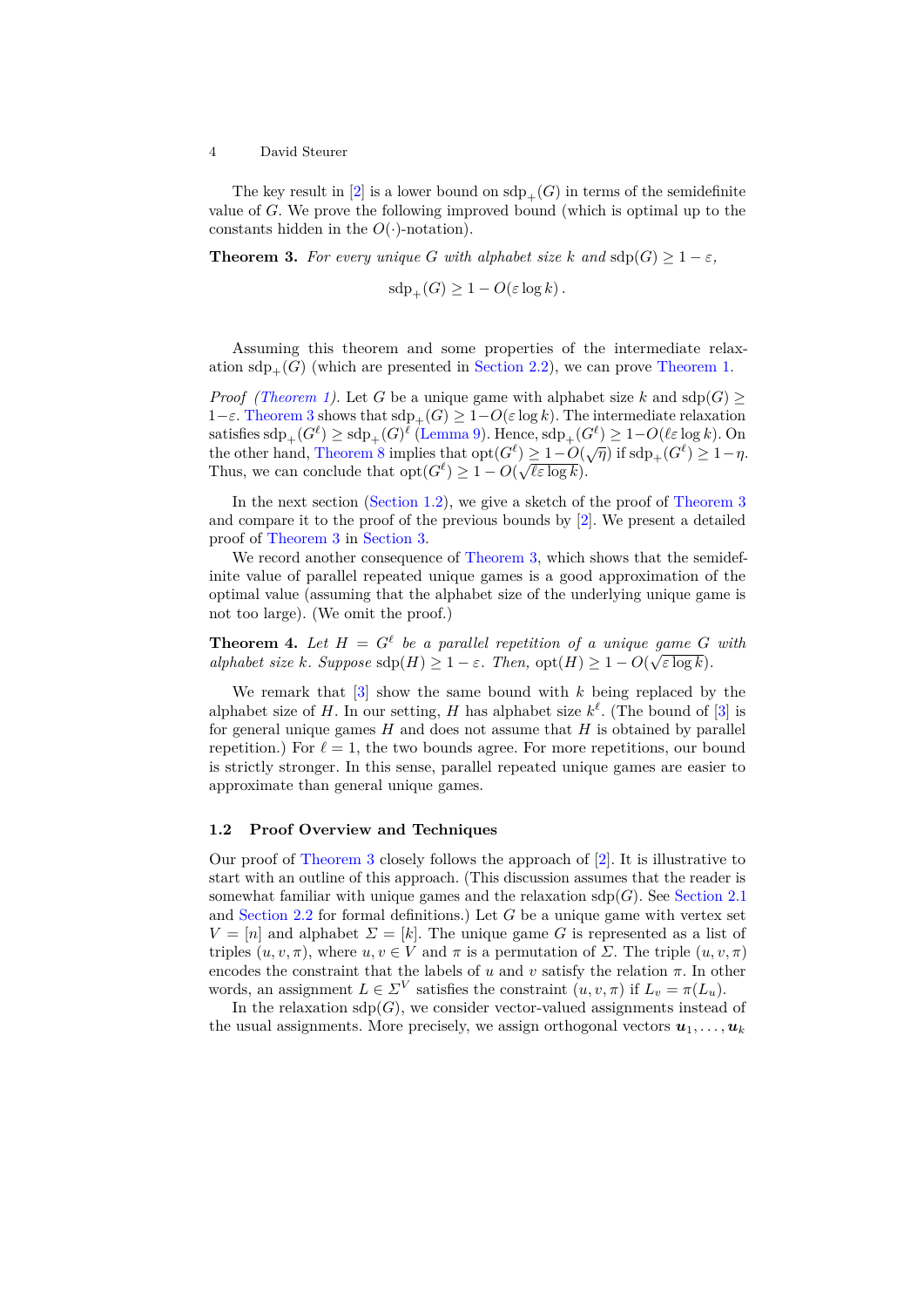The key result in [2] is a lower bound on $\mathrm{sdp}_+(G)$ in terms of the semidefinite value of $G$. We prove the following improved bound (which is optimal up to the constants hidden in the $O(\cdot)$-notation).

**Theorem 3.** *For every unique $G$ with alphabet size $k$ and $\mathrm{sdp}(G) \geq 1 - \varepsilon$,*

$$\mathrm{sdp}_+(G) \geq 1 - O(\varepsilon \log k)\,.$$

Assuming this theorem and some properties of the intermediate relaxation $\mathrm{sdp}_+(G)$ (which are presented in Section 2.2), we can prove Theorem 1.

*Proof (Theorem 1).* Let $G$ be a unique game with alphabet size $k$ and $\mathrm{sdp}(G) \geq 1-\varepsilon$. Theorem 3 shows that $\mathrm{sdp}_+(G) \geq 1-O(\varepsilon \log k)$. The intermediate relaxation satisfies $\mathrm{sdp}_+(G^\ell) \geq \mathrm{sdp}_+(G)^\ell$ (Lemma 9). Hence, $\mathrm{sdp}_+(G^\ell) \geq 1-O(\ell\varepsilon \log k)$. On the other hand, Theorem 8 implies that $\mathrm{opt}(G^\ell) \geq 1-O(\sqrt{\eta})$ if $\mathrm{sdp}_+(G^\ell) \geq 1-\eta$. Thus, we can conclude that $\mathrm{opt}(G^\ell) \geq 1 - O(\sqrt{\ell\varepsilon \log k})$.

In the next section (Section 1.2), we give a sketch of the proof of Theorem 3 and compare it to the proof of the previous bounds by [2]. We present a detailed proof of Theorem 3 in Section 3.

We record another consequence of Theorem 3, which shows that the semidefinite value of parallel repeated unique games is a good approximation of the optimal value (assuming that the alphabet size of the underlying unique game is not too large). (We omit the proof.)

**Theorem 4.** *Let $H = G^\ell$ be a parallel repetition of a unique game $G$ with alphabet size $k$. Suppose $\mathrm{sdp}(H) \geq 1 - \varepsilon$. Then, $\mathrm{opt}(H) \geq 1 - O(\sqrt{\varepsilon \log k})$.*

We remark that [3] show the same bound with $k$ being replaced by the alphabet size of $H$. In our setting, $H$ has alphabet size $k^\ell$. (The bound of [3] is for general unique games $H$ and does not assume that $H$ is obtained by parallel repetition.) For $\ell = 1$, the two bounds agree. For more repetitions, our bound is strictly stronger. In this sense, parallel repeated unique games are easier to approximate than general unique games.

### 1.2 Proof Overview and Techniques

Our proof of Theorem 3 closely follows the approach of [2]. It is illustrative to start with an outline of this approach. (This discussion assumes that the reader is somewhat familiar with unique games and the relaxation $\mathrm{sdp}(G)$. See Section 2.1 and Section 2.2 for formal definitions.) Let $G$ be a unique game with vertex set $V = [n]$ and alphabet $\Sigma = [k]$. The unique game $G$ is represented as a list of triples $(u, v, \pi)$, where $u, v \in V$ and $\pi$ is a permutation of $\Sigma$. The triple $(u, v, \pi)$ encodes the constraint that the labels of $u$ and $v$ satisfy the relation $\pi$. In other words, an assignment $L \in \Sigma^V$ satisfies the constraint $(u, v, \pi)$ if $L_v = \pi(L_u)$.

In the relaxation $\mathrm{sdp}(G)$, we consider vector-valued assignments instead of the usual assignments. More precisely, we assign orthogonal vectors $\boldsymbol{u}_1, \ldots, \boldsymbol{u}_k$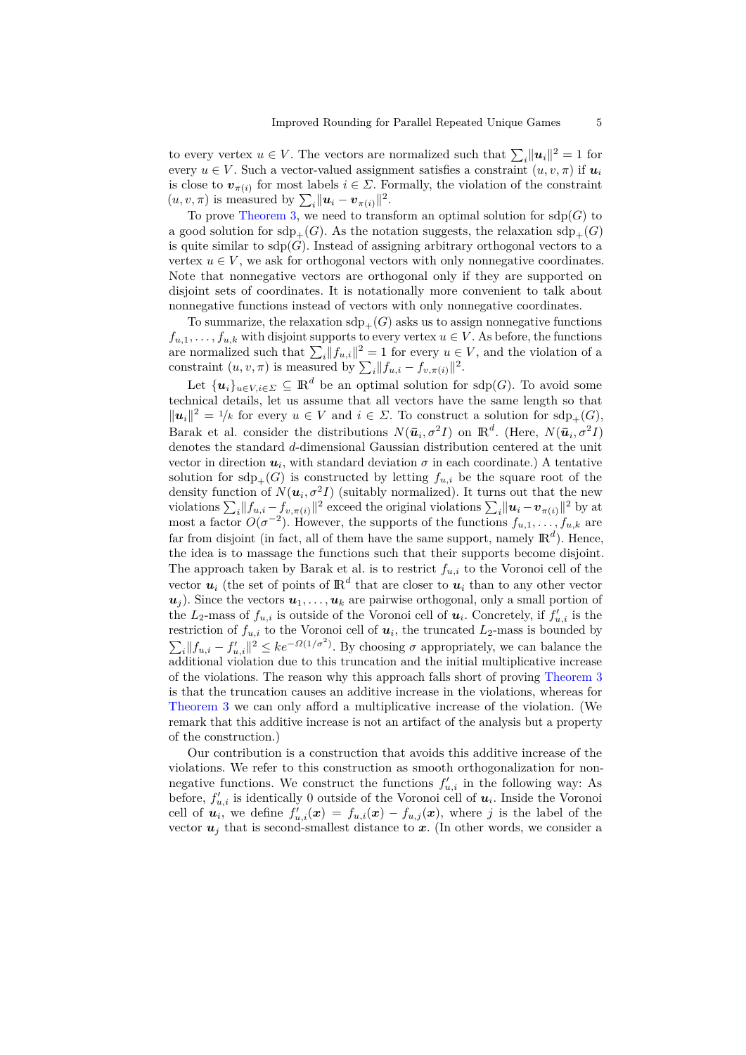to every vertex $u \in V$. The vectors are normalized such that $\sum_i \|\boldsymbol{u}_i\|^2 = 1$ for every $u \in V$. Such a vector-valued assignment satisfies a constraint $(u, v, \pi)$ if $\boldsymbol{u}_i$ is close to $\boldsymbol{v}_{\pi(i)}$ for most labels $i \in \Sigma$. Formally, the violation of the constraint $(u, v, \pi)$ is measured by $\sum_i \|\boldsymbol{u}_i - \boldsymbol{v}_{\pi(i)}\|^2$.

To prove Theorem 3, we need to transform an optimal solution for $\mathrm{sdp}(G)$ to a good solution for $\mathrm{sdp}_+(G)$. As the notation suggests, the relaxation $\mathrm{sdp}_+(G)$ is quite similar to $\mathrm{sdp}(G)$. Instead of assigning arbitrary orthogonal vectors to a vertex $u \in V$, we ask for orthogonal vectors with only nonnegative coordinates. Note that nonnegative vectors are orthogonal only if they are supported on disjoint sets of coordinates. It is notationally more convenient to talk about nonnegative functions instead of vectors with only nonnegative coordinates.

To summarize, the relaxation $\mathrm{sdp}_+(G)$ asks us to assign nonnegative functions $f_{u,1}, \ldots, f_{u,k}$ with disjoint supports to every vertex $u \in V$. As before, the functions are normalized such that $\sum_i \|f_{u,i}\|^2 = 1$ for every $u \in V$, and the violation of a constraint $(u, v, \pi)$ is measured by $\sum_i \|f_{u,i} - f_{v,\pi(i)}\|^2$.

Let $\{\boldsymbol{u}_i\}_{u \in V, i \in \Sigma} \subseteq \mathbb{R}^d$ be an optimal solution for $\mathrm{sdp}(G)$. To avoid some technical details, let us assume that all vectors have the same length so that $\|\boldsymbol{u}_i\|^2 = 1/k$ for every $u \in V$ and $i \in \Sigma$. To construct a solution for $\mathrm{sdp}_+(G)$, Barak et al. consider the distributions $N(\bar{\boldsymbol{u}}_i, \sigma^2 I)$ on $\mathbb{R}^d$. (Here, $N(\bar{\boldsymbol{u}}_i, \sigma^2 I)$ denotes the standard $d$-dimensional Gaussian distribution centered at the unit vector in direction $\boldsymbol{u}_i$, with standard deviation $\sigma$ in each coordinate.) A tentative solution for $\mathrm{sdp}_+(G)$ is constructed by letting $f_{u,i}$ be the square root of the density function of $N(\boldsymbol{u}_i, \sigma^2 I)$ (suitably normalized). It turns out that the new violations $\sum_i \|f_{u,i} - f_{v,\pi(i)}\|^2$ exceed the original violations $\sum_i \|\boldsymbol{u}_i - \boldsymbol{v}_{\pi(i)}\|^2$ by at most a factor $O(\sigma^{-2})$. However, the supports of the functions $f_{u,1}, \ldots, f_{u,k}$ are far from disjoint (in fact, all of them have the same support, namely $\mathbb{R}^d$). Hence, the idea is to massage the functions such that their supports become disjoint. The approach taken by Barak et al. is to restrict $f_{u,i}$ to the Voronoi cell of the vector $\boldsymbol{u}_i$ (the set of points of $\mathbb{R}^d$ that are closer to $\boldsymbol{u}_i$ than to any other vector $\boldsymbol{u}_j$). Since the vectors $\boldsymbol{u}_1, \ldots, \boldsymbol{u}_k$ are pairwise orthogonal, only a small portion of the $L_2$-mass of $f_{u,i}$ is outside of the Voronoi cell of $\boldsymbol{u}_i$. Concretely, if $f'_{u,i}$ is the restriction of $f_{u,i}$ to the Voronoi cell of $\boldsymbol{u}_i$, the truncated $L_2$-mass is bounded by $\sum_i \|f_{u,i} - f'_{u,i}\|^2 \leq k e^{-\Omega(1/\sigma^2)}$. By choosing $\sigma$ appropriately, we can balance the additional violation due to this truncation and the initial multiplicative increase of the violations. The reason why this approach falls short of proving Theorem 3 is that the truncation causes an additive increase in the violations, whereas for Theorem 3 we can only afford a multiplicative increase of the violation. (We remark that this additive increase is not an artifact of the analysis but a property of the construction.)

Our contribution is a construction that avoids this additive increase of the violations. We refer to this construction as smooth orthogonalization for nonnegative functions. We construct the functions $f'_{u,i}$ in the following way: As before, $f'_{u,i}$ is identically 0 outside of the Voronoi cell of $\boldsymbol{u}_i$. Inside the Voronoi cell of $\boldsymbol{u}_i$, we define $f'_{u,i}(\boldsymbol{x}) = f_{u,i}(\boldsymbol{x}) - f_{u,j}(\boldsymbol{x})$, where $j$ is the label of the vector $\boldsymbol{u}_j$ that is second-smallest distance to $\boldsymbol{x}$. (In other words, we consider a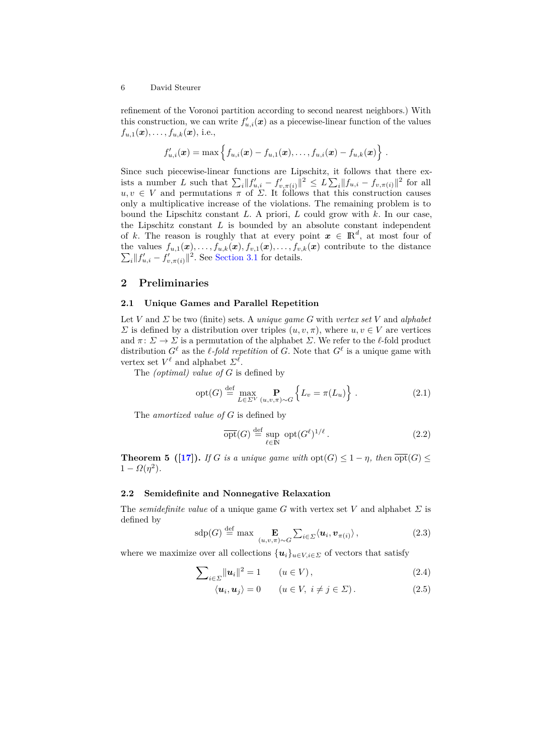refinement of the Voronoi partition according to second nearest neighbors.) With this construction, we can write $f'_{u,i}(\boldsymbol{x})$ as a piecewise-linear function of the values $f_{u,1}(\boldsymbol{x}), \ldots, f_{u,k}(\boldsymbol{x})$, i.e.,

$$f'_{u,i}(\boldsymbol{x}) = \max\Big\{ f_{u,i}(\boldsymbol{x}) - f_{u,1}(\boldsymbol{x}), \ldots, f_{u,i}(\boldsymbol{x}) - f_{u,k}(\boldsymbol{x}) \Big\} .$$

Since such piecewise-linear functions are Lipschitz, it follows that there exists a number $L$ such that $\sum_i \|f'_{u,i} - f'_{v,\pi(i)}\|^2 \leq L \sum_i \|f_{u,i} - f_{v,\pi(i)}\|^2$ for all $u, v \in V$ and permutations $\pi$ of $\Sigma$. It follows that this construction causes only a multiplicative increase of the violations. The remaining problem is to bound the Lipschitz constant $L$. A priori, $L$ could grow with $k$. In our case, the Lipschitz constant $L$ is bounded by an absolute constant independent of $k$. The reason is roughly that at every point $\boldsymbol{x} \in \mathbb{R}^d$, at most four of the values $f_{u,1}(\boldsymbol{x}), \ldots, f_{u,k}(\boldsymbol{x}), f_{v,1}(\boldsymbol{x}), \ldots, f_{v,k}(\boldsymbol{x})$ contribute to the distance $\sum_i \|f'_{u,i} - f'_{v,\pi(i)}\|^2$. See Section 3.1 for details.

## 2 Preliminaries

### 2.1 Unique Games and Parallel Repetition

Let $V$ and $\Sigma$ be two (finite) sets. A *unique game* $G$ with *vertex set* $V$ and *alphabet* $\Sigma$ is defined by a distribution over triples $(u, v, \pi)$, where $u, v \in V$ are vertices and $\pi \colon \Sigma \to \Sigma$ is a permutation of the alphabet $\Sigma$. We refer to the $\ell$-fold product distribution $G^\ell$ as the *$\ell$-fold repetition* of $G$. Note that $G^\ell$ is a unique game with vertex set $V^\ell$ and alphabet $\Sigma^\ell$.

The *(optimal) value of* $G$ is defined by

$$\operatorname{opt}(G) \stackrel{\text{def}}{=} \max_{L \in \Sigma^V} \mathop{\mathbf{P}}_{(u,v,\pi)\sim G} \Big\{ L_v = \pi(L_u) \Big\} . \tag{2.1}$$

The *amortized value of* $G$ is defined by

$$\overline{\operatorname{opt}}(G) \stackrel{\text{def}}{=} \sup_{\ell \in \mathbb{N}} \operatorname{opt}(G^\ell)^{1/\ell} . \tag{2.2}$$

**Theorem 5 ([17]).** *If $G$ is a unique game with $\operatorname{opt}(G) \leq 1 - \eta$, then $\overline{\operatorname{opt}}(G) \leq 1 - \Omega(\eta^2)$.*

### 2.2 Semidefinite and Nonnegative Relaxation

The *semidefinite value* of a unique game $G$ with vertex set $V$ and alphabet $\Sigma$ is defined by

$$\operatorname{sdp}(G) \stackrel{\text{def}}{=} \max \mathop{\mathbf{E}}_{(u,v,\pi)\sim G} \textstyle\sum_{i \in \Sigma} \langle \boldsymbol{u}_i, \boldsymbol{v}_{\pi(i)} \rangle , \tag{2.3}$$

where we maximize over all collections $\{\boldsymbol{u}_i\}_{u \in V, i \in \Sigma}$ of vectors that satisfy

$$\textstyle\sum_{i \in \Sigma} \|\boldsymbol{u}_i\|^2 = 1 \qquad (u \in V) , \tag{2.4}$$

$$\langle \boldsymbol{u}_i, \boldsymbol{u}_j \rangle = 0 \qquad (u \in V,\ i \neq j \in \Sigma) . \tag{2.5}$$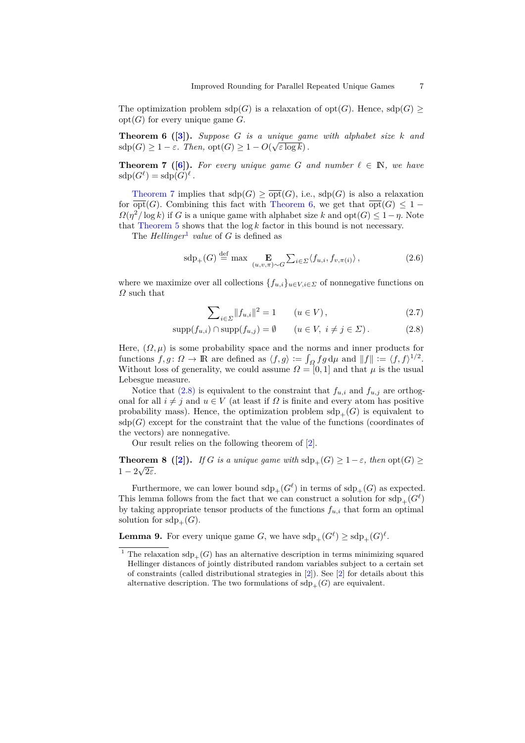The optimization problem $\mathrm{sdp}(G)$ is a relaxation of $\mathrm{opt}(G)$. Hence, $\mathrm{sdp}(G) \geq \mathrm{opt}(G)$ for every unique game $G$.

**Theorem 6 ([3]).** *Suppose $G$ is a unique game with alphabet size $k$ and $\mathrm{sdp}(G) \geq 1-\varepsilon$. Then, $\mathrm{opt}(G) \geq 1 - O(\sqrt{\varepsilon \log k})$.*

**Theorem 7 ([6]).** *For every unique game $G$ and number $\ell \in \mathbb{N}$, we have $\mathrm{sdp}(G^\ell) = \mathrm{sdp}(G)^\ell$.*

Theorem 7 implies that $\mathrm{sdp}(G) \geq \overline{\mathrm{opt}}(G)$, i.e., $\mathrm{sdp}(G)$ is also a relaxation for $\overline{\mathrm{opt}}(G)$. Combining this fact with Theorem 6, we get that $\overline{\mathrm{opt}}(G) \leq 1 - \Omega(\eta^2/\log k)$ if $G$ is a unique game with alphabet size $k$ and $\mathrm{opt}(G) \leq 1-\eta$. Note that Theorem 5 shows that the $\log k$ factor in this bound is not necessary.

The *Hellinger*[1] *value* of $G$ is defined as

$$\mathrm{sdp}_+(G) \stackrel{\mathrm{def}}{=} \max \mathop{\mathbf{E}}_{(u,v,\pi)\sim G} \textstyle\sum_{i\in\Sigma} \langle f_{u,i}, f_{v,\pi(i)} \rangle\,, \tag{2.6}$$

where we maximize over all collections $\{f_{u,i}\}_{u\in V, i\in\Sigma}$ of nonnegative functions on $\Omega$ such that

$$\textstyle\sum_{i\in\Sigma} \|f_{u,i}\|^2 = 1 \qquad (u \in V)\,, \tag{2.7}$$

$$\mathrm{supp}(f_{u,i}) \cap \mathrm{supp}(f_{u,j}) = \emptyset \qquad (u\in V,\ i\neq j\in\Sigma)\,. \tag{2.8}$$

Here, $(\Omega, \mu)$ is some probability space and the norms and inner products for functions $f, g\colon \Omega \to \mathbb{R}$ are defined as $\langle f, g\rangle := \int_\Omega f g \,\mathrm{d}\mu$ and $\|f\| := \langle f, f\rangle^{1/2}$. Without loss of generality, we could assume $\Omega = [0,1]$ and that $\mu$ is the usual Lebesgue measure.

Notice that (2.8) is equivalent to the constraint that $f_{u,i}$ and $f_{u,j}$ are orthogonal for all $i \neq j$ and $u \in V$ (at least if $\Omega$ is finite and every atom has positive probability mass). Hence, the optimization problem $\mathrm{sdp}_+(G)$ is equivalent to $\mathrm{sdp}(G)$ except for the constraint that the value of the functions (coordinates of the vectors) are nonnegative.

Our result relies on the following theorem of [2].

**Theorem 8 ([2]).** *If $G$ is a unique game with $\mathrm{sdp}_+(G) \geq 1-\varepsilon$, then $\mathrm{opt}(G) \geq 1 - 2\sqrt{2\varepsilon}$.*

Furthermore, we can lower bound $\mathrm{sdp}_+(G^\ell)$ in terms of $\mathrm{sdp}_+(G)$ as expected. This lemma follows from the fact that we can construct a solution for $\mathrm{sdp}_+(G^\ell)$ by taking appropriate tensor products of the functions $f_{u,i}$ that form an optimal solution for $\mathrm{sdp}_+(G)$.

**Lemma 9.** For every unique game $G$, we have $\mathrm{sdp}_+(G^\ell) \geq \mathrm{sdp}_+(G)^\ell$.

---

[1] The relaxation $\mathrm{sdp}_+(G)$ has an alternative description in terms minimizing squared Hellinger distances of jointly distributed random variables subject to a certain set of constraints (called distributional strategies in [2]). See [2] for details about this alternative description. The two formulations of $\mathrm{sdp}_+(G)$ are equivalent.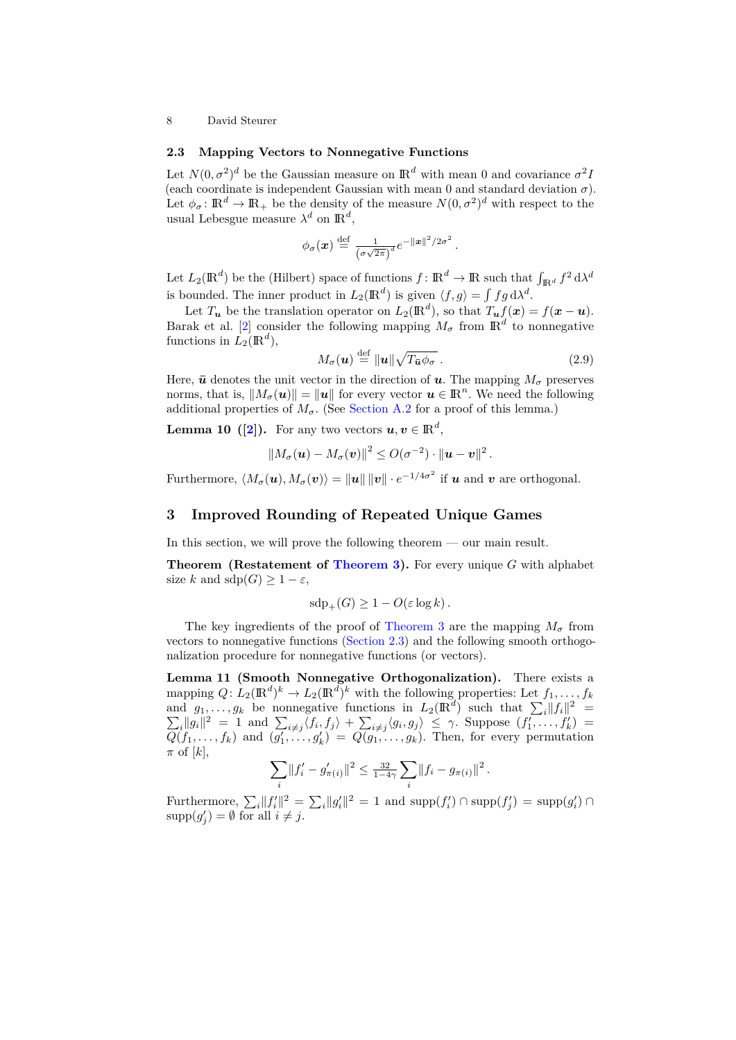### 2.3 Mapping Vectors to Nonnegative Functions

Let $N(0,\sigma^2)^d$ be the Gaussian measure on $\mathbb{R}^d$ with mean 0 and covariance $\sigma^2 I$ (each coordinate is independent Gaussian with mean 0 and standard deviation $\sigma$). Let $\phi_\sigma\colon \mathbb{R}^d \to \mathbb{R}_+$ be the density of the measure $N(0,\sigma^2)^d$ with respect to the usual Lebesgue measure $\lambda^d$ on $\mathbb{R}^d$,

$$\phi_\sigma(\boldsymbol{x}) \stackrel{\text{def}}{=} \tfrac{1}{\left(\sigma\sqrt{2\pi}\right)^d} e^{-\|\boldsymbol{x}\|^2/2\sigma^2}\,.$$

Let $L_2(\mathbb{R}^d)$ be the (Hilbert) space of functions $f\colon \mathbb{R}^d \to \mathbb{R}$ such that $\int_{\mathbb{R}^d} f^2\,\mathrm{d}\lambda^d$ is bounded. The inner product in $L_2(\mathbb{R}^d)$ is given $\langle f,g\rangle = \int fg\,\mathrm{d}\lambda^d$.

Let $T_{\boldsymbol{u}}$ be the translation operator on $L_2(\mathbb{R}^d)$, so that $T_{\boldsymbol{u}} f(\boldsymbol{x}) = f(\boldsymbol{x}-\boldsymbol{u})$. Barak et al. [2] consider the following mapping $M_\sigma$ from $\mathbb{R}^d$ to nonnegative functions in $L_2(\mathbb{R}^d)$,

$$M_\sigma(\boldsymbol{u}) \stackrel{\text{def}}{=} \|\boldsymbol{u}\| \sqrt{T_{\bar{\boldsymbol{u}}}\phi_\sigma}\,. \tag{2.9}$$

Here, $\bar{\boldsymbol{u}}$ denotes the unit vector in the direction of $\boldsymbol{u}$. The mapping $M_\sigma$ preserves norms, that is, $\|M_\sigma(\boldsymbol{u})\| = \|\boldsymbol{u}\|$ for every vector $\boldsymbol{u} \in \mathbb{R}^n$. We need the following additional properties of $M_\sigma$. (See Section A.2 for a proof of this lemma.)

**Lemma 10 ([2]).** For any two vectors $\boldsymbol{u},\boldsymbol{v} \in \mathbb{R}^d$,

$$\left\|M_\sigma(\boldsymbol{u}) - M_\sigma(\boldsymbol{v})\right\|^2 \le O(\sigma^{-2}) \cdot \|\boldsymbol{u}-\boldsymbol{v}\|^2\,.$$

Furthermore, $\langle M_\sigma(\boldsymbol{u}), M_\sigma(\boldsymbol{v})\rangle = \|\boldsymbol{u}\|\,\|\boldsymbol{v}\| \cdot e^{-1/4\sigma^2}$ if $\boldsymbol{u}$ and $\boldsymbol{v}$ are orthogonal.

## 3 Improved Rounding of Repeated Unique Games

In this section, we will prove the following theorem — our main result.

**Theorem (Restatement of Theorem 3).** For every unique $G$ with alphabet size $k$ and $\mathrm{sdp}(G) \ge 1-\varepsilon$,

$$\mathrm{sdp}_+(G) \ge 1 - O(\varepsilon \log k)\,.$$

The key ingredients of the proof of Theorem 3 are the mapping $M_\sigma$ from vectors to nonnegative functions (Section 2.3) and the following smooth orthogonalization procedure for nonnegative functions (or vectors).

**Lemma 11 (Smooth Nonnegative Orthogonalization).** There exists a mapping $Q\colon L_2(\mathbb{R}^d)^k \to L_2(\mathbb{R}^d)^k$ with the following properties: Let $f_1,\ldots,f_k$ and $g_1,\ldots,g_k$ be nonnegative functions in $L_2(\mathbb{R}^d)$ such that $\sum_i\|f_i\|^2 = \sum_i\|g_i\|^2 = 1$ and $\sum_{i\neq j}\langle f_i,f_j\rangle + \sum_{i\neq j}\langle g_i,g_j\rangle \le \gamma$. Suppose $(f_1',\ldots,f_k') = Q(f_1,\ldots,f_k)$ and $(g_1',\ldots,g_k') = Q(g_1,\ldots,g_k)$. Then, for every permutation $\pi$ of $[k]$,

$$\sum_i \|f_i' - g_{\pi(i)}'\|^2 \le \tfrac{32}{1-4\gamma} \sum_i \|f_i - g_{\pi(i)}\|^2\,.$$

Furthermore, $\sum_i\|f_i'\|^2 = \sum_i\|g_i'\|^2 = 1$ and $\mathrm{supp}(f_i')\cap\mathrm{supp}(f_j') = \mathrm{supp}(g_i')\cap\mathrm{supp}(g_j') = \emptyset$ for all $i \neq j$.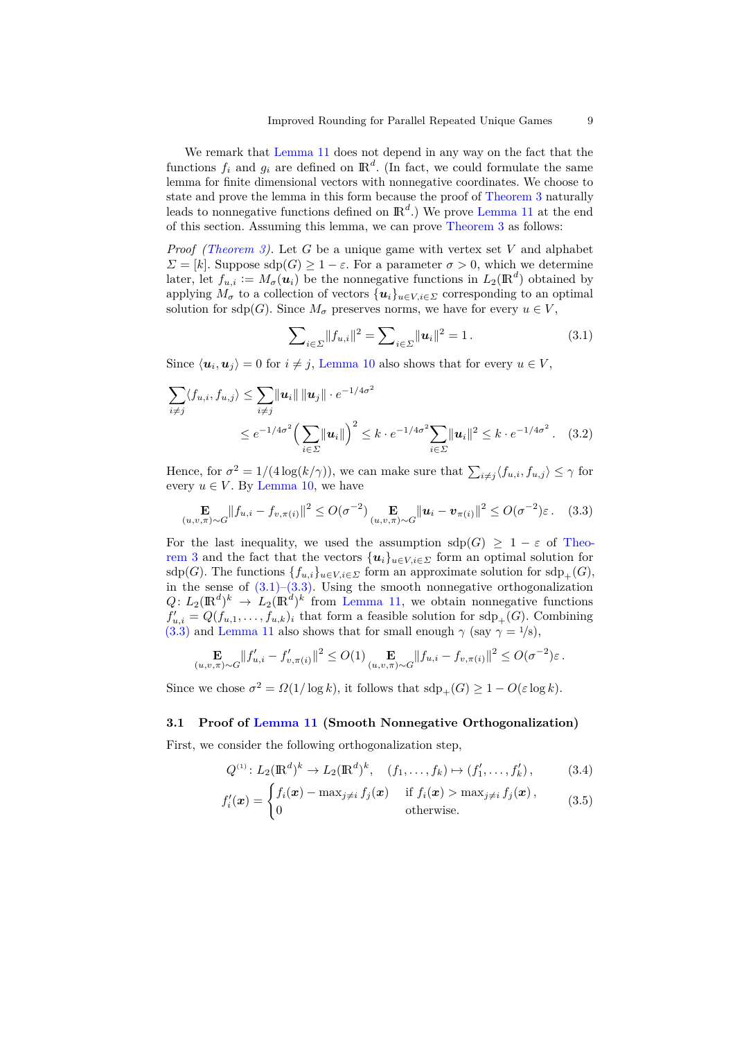We remark that Lemma 11 does not depend in any way on the fact that the functions $f_i$ and $g_i$ are defined on $\mathbb{R}^d$. (In fact, we could formulate the same lemma for finite dimensional vectors with nonnegative coordinates. We choose to state and prove the lemma in this form because the proof of Theorem 3 naturally leads to nonnegative functions defined on $\mathbb{R}^d$.) We prove Lemma 11 at the end of this section. Assuming this lemma, we can prove Theorem 3 as follows:

*Proof (Theorem 3).* Let $G$ be a unique game with vertex set $V$ and alphabet $\Sigma = [k]$. Suppose $\mathrm{sdp}(G) \geq 1 - \varepsilon$. For a parameter $\sigma > 0$, which we determine later, let $f_{u,i} := M_\sigma(\boldsymbol{u}_i)$ be the nonnegative functions in $L_2(\mathbb{R}^d)$ obtained by applying $M_\sigma$ to a collection of vectors $\{\boldsymbol{u}_i\}_{u \in V, i \in \Sigma}$ corresponding to an optimal solution for $\mathrm{sdp}(G)$. Since $M_\sigma$ preserves norms, we have for every $u \in V$,

$$\sum\nolimits_{i \in \Sigma} \|f_{u,i}\|^2 = \sum\nolimits_{i \in \Sigma} \|\boldsymbol{u}_i\|^2 = 1\,. \tag{3.1}$$

Since $\langle \boldsymbol{u}_i, \boldsymbol{u}_j \rangle = 0$ for $i \neq j$, Lemma 10 also shows that for every $u \in V$,

$$\begin{aligned}\sum_{i \neq j} \langle f_{u,i}, f_{u,j} \rangle &\leq \sum_{i \neq j} \|\boldsymbol{u}_i\|\,\|\boldsymbol{u}_j\| \cdot e^{-1/4\sigma^2} \\ &\leq e^{-1/4\sigma^2} \Big( \sum_{i \in \Sigma} \|\boldsymbol{u}_i\| \Big)^2 \leq k \cdot e^{-1/4\sigma^2} \sum_{i \in \Sigma} \|\boldsymbol{u}_i\|^2 \leq k \cdot e^{-1/4\sigma^2}\,. \end{aligned} \tag{3.2}$$

Hence, for $\sigma^2 = 1/(4\log(k/\gamma))$, we can make sure that $\sum_{i \neq j} \langle f_{u,i}, f_{u,j} \rangle \leq \gamma$ for every $u \in V$. By Lemma 10, we have

$$\mathop{\mathbf{E}}_{(u,v,\pi)\sim G} \|f_{u,i} - f_{v,\pi(i)}\|^2 \leq O(\sigma^{-2}) \mathop{\mathbf{E}}_{(u,v,\pi)\sim G} \|\boldsymbol{u}_i - \boldsymbol{v}_{\pi(i)}\|^2 \leq O(\sigma^{-2})\varepsilon\,. \tag{3.3}$$

For the last inequality, we used the assumption $\mathrm{sdp}(G) \geq 1 - \varepsilon$ of Theorem 3 and the fact that the vectors $\{\boldsymbol{u}_i\}_{u \in V, i \in \Sigma}$ form an optimal solution for $\mathrm{sdp}(G)$. The functions $\{f_{u,i}\}_{u \in V, i \in \Sigma}$ form an approximate solution for $\mathrm{sdp}_+(G)$, in the sense of (3.1)–(3.3). Using the smooth nonnegative orthogonalization $Q\colon L_2(\mathbb{R}^d)^k \to L_2(\mathbb{R}^d)^k$ from Lemma 11, we obtain nonnegative functions $f'_{u,i} = Q(f_{u,1}, \ldots, f_{u,k})_i$ that form a feasible solution for $\mathrm{sdp}_+(G)$. Combining (3.3) and Lemma 11 also shows that for small enough $\gamma$ (say $\gamma = 1/8$),

$$\mathop{\mathbf{E}}_{(u,v,\pi)\sim G} \|f'_{u,i} - f'_{v,\pi(i)}\|^2 \leq O(1) \mathop{\mathbf{E}}_{(u,v,\pi)\sim G} \|f_{u,i} - f_{v,\pi(i)}\|^2 \leq O(\sigma^{-2})\varepsilon\,.$$

Since we chose $\sigma^2 = \Omega(1/\log k)$, it follows that $\mathrm{sdp}_+(G) \geq 1 - O(\varepsilon \log k)$.

## 3.1 Proof of Lemma 11 (Smooth Nonnegative Orthogonalization)

First, we consider the following orthogonalization step,

$$Q^{(1)}\colon L_2(\mathbb{R}^d)^k \to L_2(\mathbb{R}^d)^k, \quad (f_1, \ldots, f_k) \mapsto (f'_1, \ldots, f'_k)\,, \tag{3.4}$$

$$f'_i(\boldsymbol{x}) = \begin{cases} f_i(\boldsymbol{x}) - \max_{j \neq i} f_j(\boldsymbol{x}) & \text{if } f_i(\boldsymbol{x}) > \max_{j \neq i} f_j(\boldsymbol{x})\,, \\ 0 & \text{otherwise.} \end{cases} \tag{3.5}$$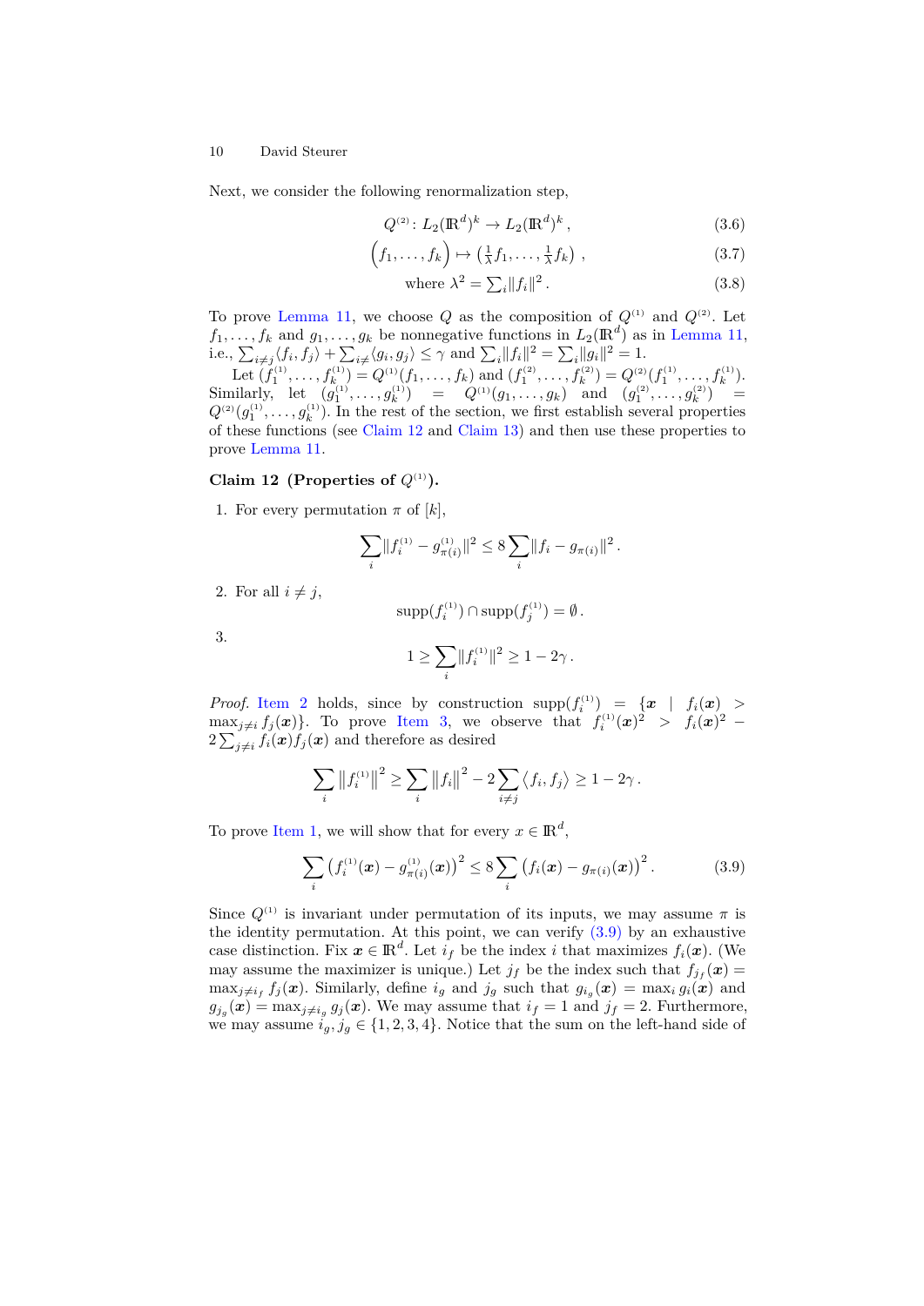Next, we consider the following renormalization step,

$$Q^{(2)} \colon L_2(\mathbb{R}^d)^k \to L_2(\mathbb{R}^d)^k\,, \tag{3.6}$$

$$\Big(f_1, \ldots, f_k\Big) \mapsto \big(\tfrac{1}{\lambda} f_1, \ldots, \tfrac{1}{\lambda} f_k\big)\ , \tag{3.7}$$

$$\text{where } \lambda^2 = \textstyle\sum_i \|f_i\|^2\,. \tag{3.8}$$

To prove Lemma 11, we choose $Q$ as the composition of $Q^{(1)}$ and $Q^{(2)}$. Let $f_1, \ldots, f_k$ and $g_1, \ldots, g_k$ be nonnegative functions in $L_2(\mathbb{R}^d)$ as in Lemma 11, i.e., $\sum_{i\neq j}\langle f_i, f_j\rangle + \sum_{i\neq}\langle g_i, g_j\rangle \leq \gamma$ and $\sum_i \|f_i\|^2 = \sum_i \|g_i\|^2 = 1$.

Let $(f_1^{(1)}, \ldots, f_k^{(1)}) = Q^{(1)}(f_1, \ldots, f_k)$ and $(f_1^{(2)}, \ldots, f_k^{(2)}) = Q^{(2)}(f_1^{(1)}, \ldots, f_k^{(1)})$. Similarly, let $(g_1^{(1)}, \ldots, g_k^{(1)}) = Q^{(1)}(g_1, \ldots, g_k)$ and $(g_1^{(2)}, \ldots, g_k^{(2)}) = Q^{(2)}(g_1^{(1)}, \ldots, g_k^{(1)})$. In the rest of the section, we first establish several properties of these functions (see Claim 12 and Claim 13) and then use these properties to prove Lemma 11.

**Claim 12 (Properties of $Q^{(1)}$).**

1. For every permutation $\pi$ of $[k]$,
$$\sum_i \|f_i^{(1)} - g_{\pi(i)}^{(1)}\|^2 \leq 8 \sum_i \|f_i - g_{\pi(i)}\|^2\,.$$
2. For all $i \neq j$,
$$\operatorname{supp}(f_i^{(1)}) \cap \operatorname{supp}(f_j^{(1)}) = \emptyset\,.$$
3. $$1 \geq \sum_i \|f_i^{(1)}\|^2 \geq 1 - 2\gamma\,.$$

*Proof.* Item 2 holds, since by construction $\operatorname{supp}(f_i^{(1)}) = \{\boldsymbol{x} \mid f_i(\boldsymbol{x}) > \max_{j\neq i} f_j(\boldsymbol{x})\}$. To prove Item 3, we observe that $f_i^{(1)}(\boldsymbol{x})^2 > f_i(\boldsymbol{x})^2 - 2\sum_{j\neq i} f_i(\boldsymbol{x}) f_j(\boldsymbol{x})$ and therefore as desired

$$\sum_i \left\|f_i^{(1)}\right\|^2 \geq \sum_i \left\|f_i\right\|^2 - 2\sum_{i\neq j}\left\langle f_i, f_j\right\rangle \geq 1 - 2\gamma\,.$$

To prove Item 1, we will show that for every $x \in \mathbb{R}^d$,

$$\sum_i \left(f_i^{(1)}(\boldsymbol{x}) - g_{\pi(i)}^{(1)}(\boldsymbol{x})\right)^2 \leq 8 \sum_i \left(f_i(\boldsymbol{x}) - g_{\pi(i)}(\boldsymbol{x})\right)^2. \tag{3.9}$$

Since $Q^{(1)}$ is invariant under permutation of its inputs, we may assume $\pi$ is the identity permutation. At this point, we can verify (3.9) by an exhaustive case distinction. Fix $\boldsymbol{x} \in \mathbb{R}^d$. Let $i_f$ be the index $i$ that maximizes $f_i(\boldsymbol{x})$. (We may assume the maximizer is unique.) Let $j_f$ be the index such that $f_{j_f}(\boldsymbol{x}) = \max_{j\neq i_f} f_j(\boldsymbol{x})$. Similarly, define $i_g$ and $j_g$ such that $g_{i_g}(\boldsymbol{x}) = \max_i g_i(\boldsymbol{x})$ and $g_{j_g}(\boldsymbol{x}) = \max_{j\neq i_g} g_j(\boldsymbol{x})$. We may assume that $i_f = 1$ and $j_f = 2$. Furthermore, we may assume $i_g, j_g \in \{1, 2, 3, 4\}$. Notice that the sum on the left-hand side of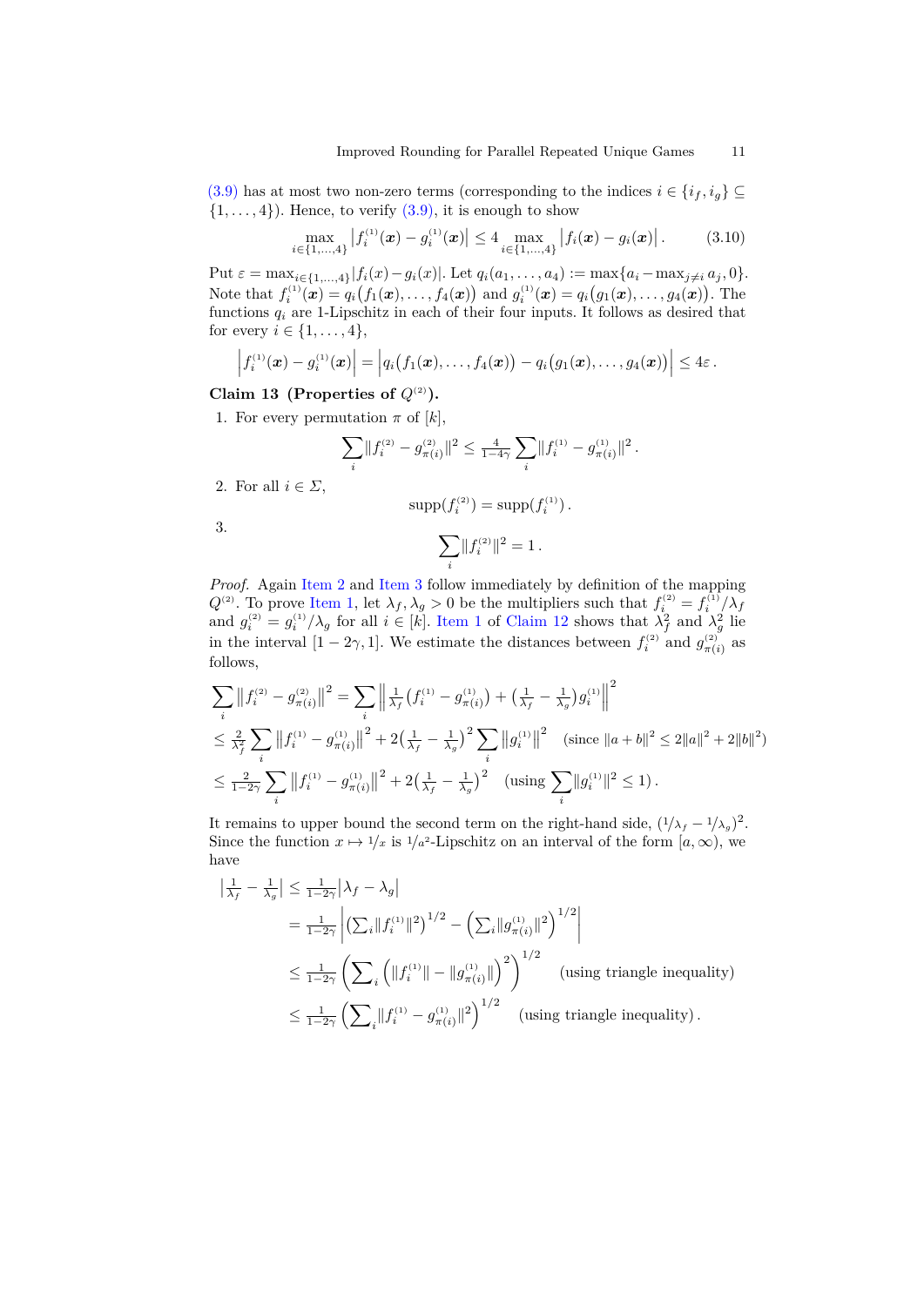(3.9) has at most two non-zero terms (corresponding to the indices $i \in \{i_f, i_g\} \subseteq \{1, \ldots, 4\}$). Hence, to verify (3.9), it is enough to show

$$\max_{i \in \{1,\ldots,4\}} \left| f_i^{(1)}(\boldsymbol{x}) - g_i^{(1)}(\boldsymbol{x}) \right| \leq 4 \max_{i \in \{1,\ldots,4\}} \left| f_i(\boldsymbol{x}) - g_i(\boldsymbol{x}) \right|. \tag{3.10}$$

Put $\varepsilon = \max_{i \in \{1,\ldots,4\}} |f_i(x) - g_i(x)|$. Let $q_i(a_1, \ldots, a_4) := \max\{a_i - \max_{j \neq i} a_j, 0\}$. Note that $f_i^{(1)}(\boldsymbol{x}) = q_i\big(f_1(\boldsymbol{x}), \ldots, f_4(\boldsymbol{x})\big)$ and $g_i^{(1)}(\boldsymbol{x}) = q_i\big(g_1(\boldsymbol{x}), \ldots, g_4(\boldsymbol{x})\big)$. The functions $q_i$ are 1-Lipschitz in each of their four inputs. It follows as desired that for every $i \in \{1, \ldots, 4\}$,

$$\left| f_i^{(1)}(\boldsymbol{x}) - g_i^{(1)}(\boldsymbol{x}) \right| = \left| q_i\big(f_1(\boldsymbol{x}), \ldots, f_4(\boldsymbol{x})\big) - q_i\big(g_1(\boldsymbol{x}), \ldots, g_4(\boldsymbol{x})\big) \right| \leq 4\varepsilon\,.$$

**Claim 13 (Properties of $Q^{(2)}$).**

1. For every permutation $\pi$ of $[k]$,
$$\sum_i \|f_i^{(2)} - g_{\pi(i)}^{(2)}\|^2 \leq \tfrac{4}{1-4\gamma} \sum_i \|f_i^{(1)} - g_{\pi(i)}^{(1)}\|^2\,.$$
2. For all $i \in \Sigma$,
$$\operatorname{supp}(f_i^{(2)}) = \operatorname{supp}(f_i^{(1)})\,.$$
3. 
$$\sum_i \|f_i^{(2)}\|^2 = 1\,.$$

*Proof.* Again Item 2 and Item 3 follow immediately by definition of the mapping $Q^{(2)}$. To prove Item 1, let $\lambda_f, \lambda_g > 0$ be the multipliers such that $f_i^{(2)} = f_i^{(1)}/\lambda_f$ and $g_i^{(2)} = g_i^{(1)}/\lambda_g$ for all $i \in [k]$. Item 1 of Claim 12 shows that $\lambda_f^2$ and $\lambda_g^2$ lie in the interval $[1-2\gamma, 1]$. We estimate the distances between $f_i^{(2)}$ and $g_{\pi(i)}^{(2)}$ as follows,

$$\begin{aligned}
\sum_i \big\|f_i^{(2)} - g_{\pi(i)}^{(2)}\big\|^2 &= \sum_i \Big\| \tfrac{1}{\lambda_f}\big(f_i^{(1)} - g_{\pi(i)}^{(1)}\big) + \big(\tfrac{1}{\lambda_f} - \tfrac{1}{\lambda_g}\big) g_i^{(1)} \Big\|^2 \\
&\leq \tfrac{2}{\lambda_f^2} \sum_i \big\|f_i^{(1)} - g_{\pi(i)}^{(1)}\big\|^2 + 2\big(\tfrac{1}{\lambda_f} - \tfrac{1}{\lambda_g}\big)^2 \sum_i \big\|g_i^{(1)}\big\|^2 \quad (\text{since } \|a+b\|^2 \leq 2\|a\|^2 + 2\|b\|^2) \\
&\leq \tfrac{2}{1-2\gamma} \sum_i \big\|f_i^{(1)} - g_{\pi(i)}^{(1)}\big\|^2 + 2\big(\tfrac{1}{\lambda_f} - \tfrac{1}{\lambda_g}\big)^2 \quad \Big(\text{using } \sum_i \|g_i^{(1)}\|^2 \leq 1\Big)\,.
\end{aligned}$$

It remains to upper bound the second term on the right-hand side, $(1/\lambda_f - 1/\lambda_g)^2$. Since the function $x \mapsto 1/x$ is $1/a^2$-Lipschitz on an interval of the form $[a, \infty)$, we have

$$\begin{aligned}
\big|\tfrac{1}{\lambda_f} - \tfrac{1}{\lambda_g}\big| &\leq \tfrac{1}{1-2\gamma} \big|\lambda_f - \lambda_g\big| \\
&= \tfrac{1}{1-2\gamma} \left| \Big(\textstyle\sum_i \|f_i^{(1)}\|^2\Big)^{1/2} - \Big(\textstyle\sum_i \|g_{\pi(i)}^{(1)}\|^2\Big)^{1/2} \right| \\
&\leq \tfrac{1}{1-2\gamma} \left( \textstyle\sum_i \Big(\|f_i^{(1)}\| - \|g_{\pi(i)}^{(1)}\|\Big)^2 \right)^{1/2} \quad (\text{using triangle inequality}) \\
&\leq \tfrac{1}{1-2\gamma} \left( \textstyle\sum_i \|f_i^{(1)} - g_{\pi(i)}^{(1)}\|^2 \right)^{1/2} \quad (\text{using triangle inequality})\,.
\end{aligned}$$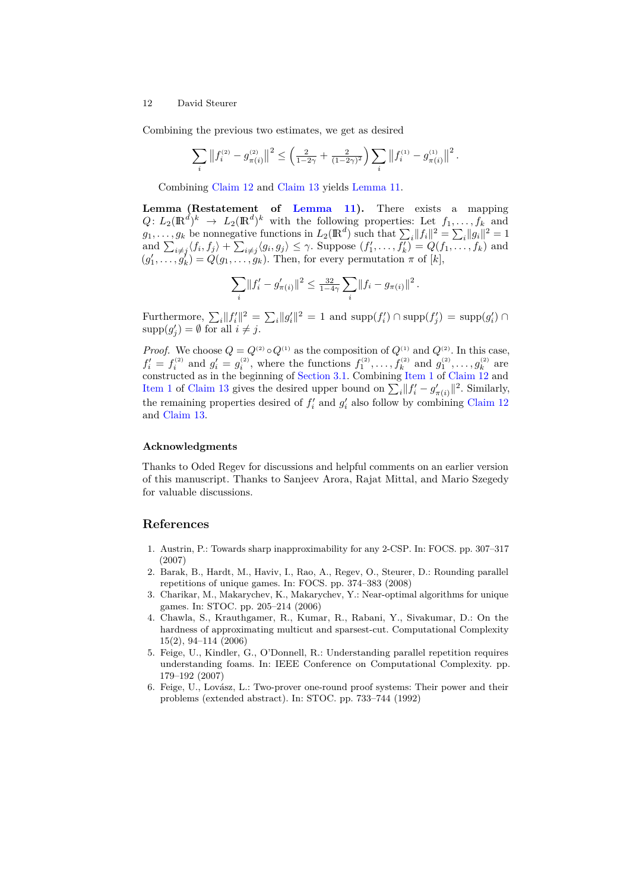Combining the previous two estimates, we get as desired

$$\sum_i \left\| f_i^{(2)} - g_{\pi(i)}^{(2)} \right\|^2 \leq \left( \tfrac{2}{1-2\gamma} + \tfrac{2}{(1-2\gamma)^2} \right) \sum_i \left\| f_i^{(1)} - g_{\pi(i)}^{(1)} \right\|^2 .$$

Combining Claim 12 and Claim 13 yields Lemma 11.

**Lemma (Restatement of Lemma 11).** There exists a mapping $Q\colon L_2(\mathbb{R}^d)^k \to L_2(\mathbb{R}^d)^k$ with the following properties: Let $f_1, \ldots, f_k$ and $g_1, \ldots, g_k$ be nonnegative functions in $L_2(\mathbb{R}^d)$ such that $\sum_i \|f_i\|^2 = \sum_i \|g_i\|^2 = 1$ and $\sum_{i \neq j} \langle f_i, f_j \rangle + \sum_{i \neq j} \langle g_i, g_j \rangle \leq \gamma$. Suppose $(f_1', \ldots, f_k') = Q(f_1, \ldots, f_k)$ and $(g_1', \ldots, g_k') = Q(g_1, \ldots, g_k)$. Then, for every permutation $\pi$ of $[k]$,

$$\sum_i \|f_i' - g_{\pi(i)}'\|^2 \leq \tfrac{32}{1-4\gamma} \sum_i \|f_i - g_{\pi(i)}\|^2 .$$

Furthermore, $\sum_i \|f_i'\|^2 = \sum_i \|g_i'\|^2 = 1$ and $\operatorname{supp}(f_i') \cap \operatorname{supp}(f_j') = \operatorname{supp}(g_i') \cap \operatorname{supp}(g_j') = \emptyset$ for all $i \neq j$.

*Proof.* We choose $Q = Q^{(2)} \circ Q^{(1)}$ as the composition of $Q^{(1)}$ and $Q^{(2)}$. In this case, $f_i' = f_i^{(2)}$ and $g_i' = g_i^{(2)}$, where the functions $f_1^{(2)}, \ldots, f_k^{(2)}$ and $g_1^{(2)}, \ldots, g_k^{(2)}$ are constructed as in the beginning of Section 3.1. Combining Item 1 of Claim 12 and Item 1 of Claim 13 gives the desired upper bound on $\sum_i \|f_i' - g_{\pi(i)}'\|^2$. Similarly, the remaining properties desired of $f_i'$ and $g_i'$ also follow by combining Claim 12 and Claim 13.

### Acknowledgments

Thanks to Oded Regev for discussions and helpful comments on an earlier version of this manuscript. Thanks to Sanjeev Arora, Rajat Mittal, and Mario Szegedy for valuable discussions.

## References

1. Austrin, P.: Towards sharp inapproximability for any 2-CSP. In: FOCS. pp. 307–317 (2007)
2. Barak, B., Hardt, M., Haviv, I., Rao, A., Regev, O., Steurer, D.: Rounding parallel repetitions of unique games. In: FOCS. pp. 374–383 (2008)
3. Charikar, M., Makarychev, K., Makarychev, Y.: Near-optimal algorithms for unique games. In: STOC. pp. 205–214 (2006)
4. Chawla, S., Krauthgamer, R., Kumar, R., Rabani, Y., Sivakumar, D.: On the hardness of approximating multicut and sparsest-cut. Computational Complexity 15(2), 94–114 (2006)
5. Feige, U., Kindler, G., O'Donnell, R.: Understanding parallel repetition requires understanding foams. In: IEEE Conference on Computational Complexity. pp. 179–192 (2007)
6. Feige, U., Lovász, L.: Two-prover one-round proof systems: Their power and their problems (extended abstract). In: STOC. pp. 733–744 (1992)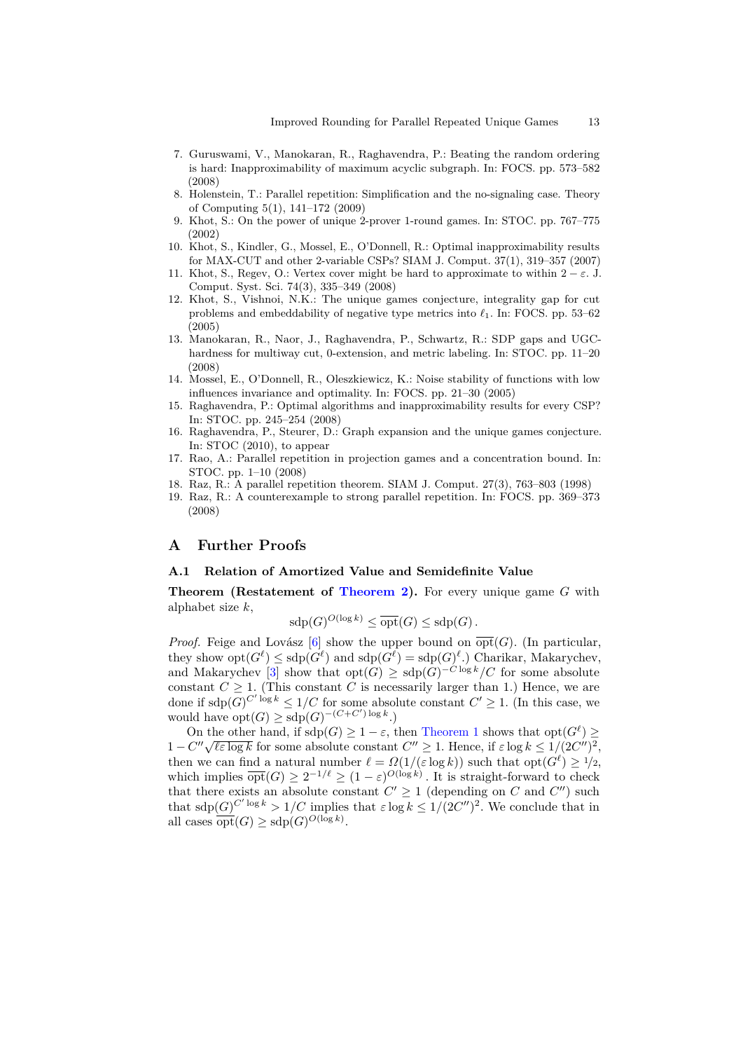7. Guruswami, V., Manokaran, R., Raghavendra, P.: Beating the random ordering is hard: Inapproximability of maximum acyclic subgraph. In: FOCS. pp. 573–582 (2008)
8. Holenstein, T.: Parallel repetition: Simplification and the no-signaling case. Theory of Computing 5(1), 141–172 (2009)
9. Khot, S.: On the power of unique 2-prover 1-round games. In: STOC. pp. 767–775 (2002)
10. Khot, S., Kindler, G., Mossel, E., O'Donnell, R.: Optimal inapproximability results for MAX-CUT and other 2-variable CSPs? SIAM J. Comput. 37(1), 319–357 (2007)
11. Khot, S., Regev, O.: Vertex cover might be hard to approximate to within $2-\varepsilon$. J. Comput. Syst. Sci. 74(3), 335–349 (2008)
12. Khot, S., Vishnoi, N.K.: The unique games conjecture, integrality gap for cut problems and embeddability of negative type metrics into $\ell_1$. In: FOCS. pp. 53–62 (2005)
13. Manokaran, R., Naor, J., Raghavendra, P., Schwartz, R.: SDP gaps and UGC-hardness for multiway cut, 0-extension, and metric labeling. In: STOC. pp. 11–20 (2008)
14. Mossel, E., O'Donnell, R., Oleszkiewicz, K.: Noise stability of functions with low influences invariance and optimality. In: FOCS. pp. 21–30 (2005)
15. Raghavendra, P.: Optimal algorithms and inapproximability results for every CSP? In: STOC. pp. 245–254 (2008)
16. Raghavendra, P., Steurer, D.: Graph expansion and the unique games conjecture. In: STOC (2010), to appear
17. Rao, A.: Parallel repetition in projection games and a concentration bound. In: STOC. pp. 1–10 (2008)
18. Raz, R.: A parallel repetition theorem. SIAM J. Comput. 27(3), 763–803 (1998)
19. Raz, R.: A counterexample to strong parallel repetition. In: FOCS. pp. 369–373 (2008)

## A Further Proofs

### A.1 Relation of Amortized Value and Semidefinite Value

**Theorem (Restatement of Theorem 2).** For every unique game $G$ with alphabet size $k$,

$$\mathrm{sdp}(G)^{O(\log k)} \leq \overline{\mathrm{opt}}(G) \leq \mathrm{sdp}(G)\,.$$

*Proof.* Feige and Lovász [6] show the upper bound on $\overline{\mathrm{opt}}(G)$. (In particular, they show $\mathrm{opt}(G^\ell) \leq \mathrm{sdp}(G^\ell)$ and $\mathrm{sdp}(G^\ell) = \mathrm{sdp}(G)^\ell$.) Charikar, Makarychev, and Makarychev [3] show that $\mathrm{opt}(G) \geq \mathrm{sdp}(G)^{-C\log k}/C$ for some absolute constant $C \geq 1$. (This constant $C$ is necessarily larger than 1.) Hence, we are done if $\mathrm{sdp}(G)^{C'\log k} \leq 1/C$ for some absolute constant $C' \geq 1$. (In this case, we would have $\mathrm{opt}(G) \geq \mathrm{sdp}(G)^{-(C+C')\log k}$.)

On the other hand, if $\mathrm{sdp}(G) \geq 1-\varepsilon$, then Theorem 1 shows that $\mathrm{opt}(G^\ell) \geq 1 - C''\sqrt{\ell\varepsilon\log k}$ for some absolute constant $C'' \geq 1$. Hence, if $\varepsilon \log k \leq 1/(2C'')^2$, then we can find a natural number $\ell = \Omega(1/(\varepsilon\log k))$ such that $\mathrm{opt}(G^\ell) \geq 1/2$, which implies $\overline{\mathrm{opt}}(G) \geq 2^{-1/\ell} \geq (1-\varepsilon)^{O(\log k)}$. It is straight-forward to check that there exists an absolute constant $C' \geq 1$ (depending on $C$ and $C''$) such that $\mathrm{sdp}(G)^{C'\log k} > 1/C$ implies that $\varepsilon\log k \leq 1/(2C'')^2$. We conclude that in all cases $\overline{\mathrm{opt}}(G) \geq \mathrm{sdp}(G)^{O(\log k)}$.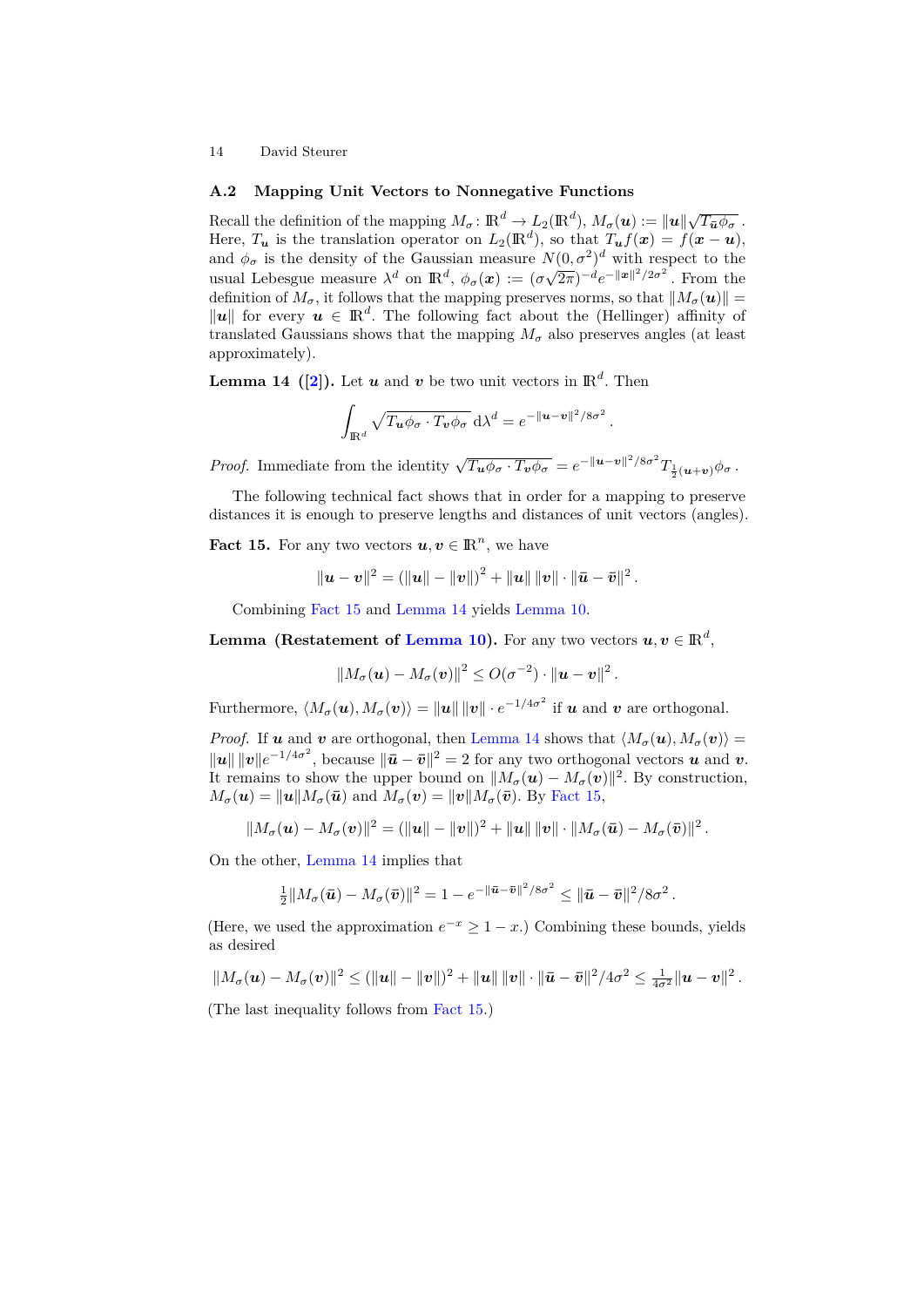### A.2 Mapping Unit Vectors to Nonnegative Functions

Recall the definition of the mapping $M_\sigma \colon \mathbb{R}^d \to L_2(\mathbb{R}^d)$, $M_\sigma(\boldsymbol{u}) := \|\boldsymbol{u}\|\sqrt{T_{\bar{\boldsymbol{u}}}\phi_\sigma}$. Here, $T_{\boldsymbol{u}}$ is the translation operator on $L_2(\mathbb{R}^d)$, so that $T_{\boldsymbol{u}}f(\boldsymbol{x}) = f(\boldsymbol{x}-\boldsymbol{u})$, and $\phi_\sigma$ is the density of the Gaussian measure $N(0,\sigma^2)^d$ with respect to the usual Lebesgue measure $\lambda^d$ on $\mathbb{R}^d$, $\phi_\sigma(\boldsymbol{x}) := (\sigma\sqrt{2\pi})^{-d}e^{-\|\boldsymbol{x}\|^2/2\sigma^2}$. From the definition of $M_\sigma$, it follows that the mapping preserves norms, so that $\|M_\sigma(\boldsymbol{u})\| = \|\boldsymbol{u}\|$ for every $\boldsymbol{u} \in \mathbb{R}^d$. The following fact about the (Hellinger) affinity of translated Gaussians shows that the mapping $M_\sigma$ also preserves angles (at least approximately).

**Lemma 14** ([2]). Let $\boldsymbol{u}$ and $\boldsymbol{v}$ be two unit vectors in $\mathbb{R}^d$. Then

$$\int_{\mathbb{R}^d} \sqrt{T_{\boldsymbol{u}}\phi_\sigma \cdot T_{\boldsymbol{v}}\phi_\sigma}\, \mathrm{d}\lambda^d = e^{-\|\boldsymbol{u}-\boldsymbol{v}\|^2/8\sigma^2}.$$

*Proof.* Immediate from the identity $\sqrt{T_{\boldsymbol{u}}\phi_\sigma \cdot T_{\boldsymbol{v}}\phi_\sigma} = e^{-\|\boldsymbol{u}-\boldsymbol{v}\|^2/8\sigma^2} T_{\frac{1}{2}(\boldsymbol{u}+\boldsymbol{v})}\phi_\sigma$.

The following technical fact shows that in order for a mapping to preserve distances it is enough to preserve lengths and distances of unit vectors (angles).

**Fact 15.** For any two vectors $\boldsymbol{u}, \boldsymbol{v} \in \mathbb{R}^n$, we have

$$\|\boldsymbol{u}-\boldsymbol{v}\|^2 = (\|\boldsymbol{u}\| - \|\boldsymbol{v}\|)^2 + \|\boldsymbol{u}\|\,\|\boldsymbol{v}\| \cdot \|\bar{\boldsymbol{u}} - \bar{\boldsymbol{v}}\|^2.$$

Combining Fact 15 and Lemma 14 yields Lemma 10.

**Lemma (Restatement of Lemma 10).** For any two vectors $\boldsymbol{u}, \boldsymbol{v} \in \mathbb{R}^d$,

$$\|M_\sigma(\boldsymbol{u}) - M_\sigma(\boldsymbol{v})\|^2 \le O(\sigma^{-2}) \cdot \|\boldsymbol{u}-\boldsymbol{v}\|^2.$$

Furthermore, $\langle M_\sigma(\boldsymbol{u}), M_\sigma(\boldsymbol{v})\rangle = \|\boldsymbol{u}\|\,\|\boldsymbol{v}\| \cdot e^{-1/4\sigma^2}$ if $\boldsymbol{u}$ and $\boldsymbol{v}$ are orthogonal.

*Proof.* If $\boldsymbol{u}$ and $\boldsymbol{v}$ are orthogonal, then Lemma 14 shows that $\langle M_\sigma(\boldsymbol{u}), M_\sigma(\boldsymbol{v})\rangle = \|\boldsymbol{u}\|\,\|\boldsymbol{v}\|e^{-1/4\sigma^2}$, because $\|\bar{\boldsymbol{u}} - \bar{\boldsymbol{v}}\|^2 = 2$ for any two orthogonal vectors $\boldsymbol{u}$ and $\boldsymbol{v}$. It remains to show the upper bound on $\|M_\sigma(\boldsymbol{u}) - M_\sigma(\boldsymbol{v})\|^2$. By construction, $M_\sigma(\boldsymbol{u}) = \|\boldsymbol{u}\|M_\sigma(\bar{\boldsymbol{u}})$ and $M_\sigma(\boldsymbol{v}) = \|\boldsymbol{v}\|M_\sigma(\bar{\boldsymbol{v}})$. By Fact 15,

$$\|M_\sigma(\boldsymbol{u}) - M_\sigma(\boldsymbol{v})\|^2 = (\|\boldsymbol{u}\| - \|\boldsymbol{v}\|)^2 + \|\boldsymbol{u}\|\,\|\boldsymbol{v}\| \cdot \|M_\sigma(\bar{\boldsymbol{u}}) - M_\sigma(\bar{\boldsymbol{v}})\|^2.$$

On the other, Lemma 14 implies that

$$\tfrac{1}{2}\|M_\sigma(\bar{\boldsymbol{u}}) - M_\sigma(\bar{\boldsymbol{v}})\|^2 = 1 - e^{-\|\bar{\boldsymbol{u}}-\bar{\boldsymbol{v}}\|^2/8\sigma^2} \le \|\bar{\boldsymbol{u}} - \bar{\boldsymbol{v}}\|^2/8\sigma^2.$$

(Here, we used the approximation $e^{-x} \ge 1 - x$.) Combining these bounds, yields as desired

$$\|M_\sigma(\boldsymbol{u}) - M_\sigma(\boldsymbol{v})\|^2 \le (\|\boldsymbol{u}\| - \|\boldsymbol{v}\|)^2 + \|\boldsymbol{u}\|\,\|\boldsymbol{v}\| \cdot \|\bar{\boldsymbol{u}} - \bar{\boldsymbol{v}}\|^2/4\sigma^2 \le \tfrac{1}{4\sigma^2}\|\boldsymbol{u}-\boldsymbol{v}\|^2.$$

(The last inequality follows from Fact 15.)